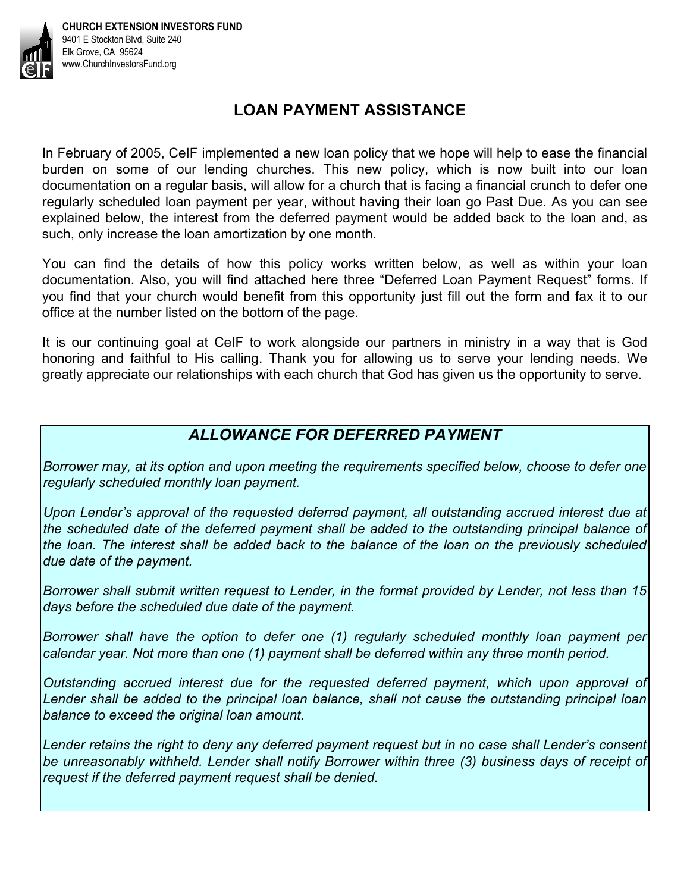**CHURCH EXTENSION INVESTORS FUND**
9401 E Stockton Blvd, Suite 240
Elk Grove, CA 95624
www.ChurchInvestorsFund.org

# LOAN PAYMENT ASSISTANCE

In February of 2005, CeIF implemented a new loan policy that we hope will help to ease the financial burden on some of our lending churches. This new policy, which is now built into our loan documentation on a regular basis, will allow for a church that is facing a financial crunch to defer one regularly scheduled loan payment per year, without having their loan go Past Due. As you can see explained below, the interest from the deferred payment would be added back to the loan and, as such, only increase the loan amortization by one month.

You can find the details of how this policy works written below, as well as within your loan documentation. Also, you will find attached here three "Deferred Loan Payment Request" forms. If you find that your church would benefit from this opportunity just fill out the form and fax it to our office at the number listed on the bottom of the page.

It is our continuing goal at CeIF to work alongside our partners in ministry in a way that is God honoring and faithful to His calling. Thank you for allowing us to serve your lending needs. We greatly appreciate our relationships with each church that God has given us the opportunity to serve.

## *ALLOWANCE FOR DEFERRED PAYMENT*

*Borrower may, at its option and upon meeting the requirements specified below, choose to defer one regularly scheduled monthly loan payment.*

*Upon Lender's approval of the requested deferred payment, all outstanding accrued interest due at the scheduled date of the deferred payment shall be added to the outstanding principal balance of the loan. The interest shall be added back to the balance of the loan on the previously scheduled due date of the payment.*

*Borrower shall submit written request to Lender, in the format provided by Lender, not less than 15 days before the scheduled due date of the payment.*

*Borrower shall have the option to defer one (1) regularly scheduled monthly loan payment per calendar year. Not more than one (1) payment shall be deferred within any three month period.*

*Outstanding accrued interest due for the requested deferred payment, which upon approval of Lender shall be added to the principal loan balance, shall not cause the outstanding principal loan balance to exceed the original loan amount.*

*Lender retains the right to deny any deferred payment request but in no case shall Lender's consent be unreasonably withheld. Lender shall notify Borrower within three (3) business days of receipt of request if the deferred payment request shall be denied.*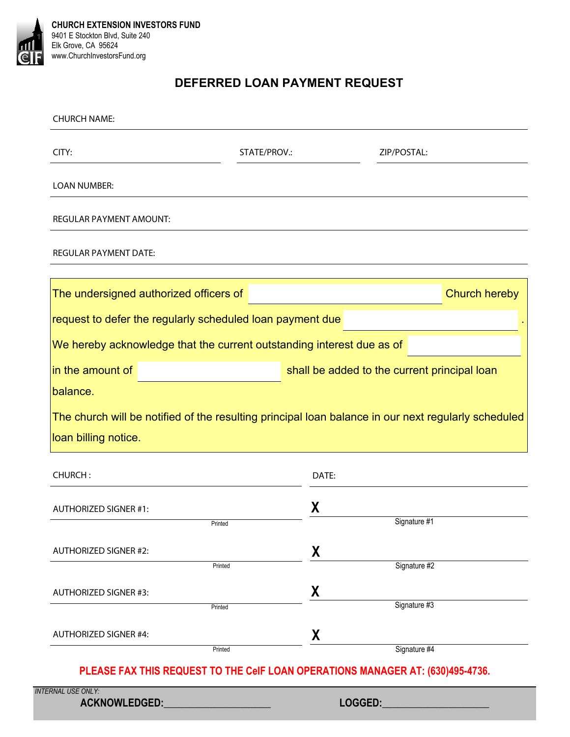**CHURCH EXTENSION INVESTORS FUND**
9401 E Stockton Blvd, Suite 240
Elk Grove, CA 95624
www.ChurchInvestorsFund.org

# DEFERRED LOAN PAYMENT REQUEST

CHURCH NAME: ______________________________

CITY: ______________ STATE/PROV.: ______________ ZIP/POSTAL: ______________

LOAN NUMBER: ______________________________

REGULAR PAYMENT AMOUNT: ______________________________

REGULAR PAYMENT DATE: ______________________________

The undersigned authorized officers of ______________ Church hereby request to defer the regularly scheduled loan payment due ______________.
We hereby acknowledge that the current outstanding interest due as of ______________ in the amount of ______________ shall be added to the current principal loan balance.

The church will be notified of the resulting principal loan balance in our next regularly scheduled loan billing notice.

CHURCH : ______________________________ DATE: ______________

AUTHORIZED SIGNER #1: ______________ (Printed) **X** ______________ (Signature #1)

AUTHORIZED SIGNER #2: ______________ (Printed) **X** ______________ (Signature #2)

AUTHORIZED SIGNER #3: ______________ (Printed) **X** ______________ (Signature #3)

AUTHORIZED SIGNER #4: ______________ (Printed) **X** ______________ (Signature #4)

**PLEASE FAX THIS REQUEST TO THE CeIF LOAN OPERATIONS MANAGER AT: (630)495-4736.**

*INTERNAL USE ONLY:*

**ACKNOWLEDGED:**____________________ **LOGGED:**____________________